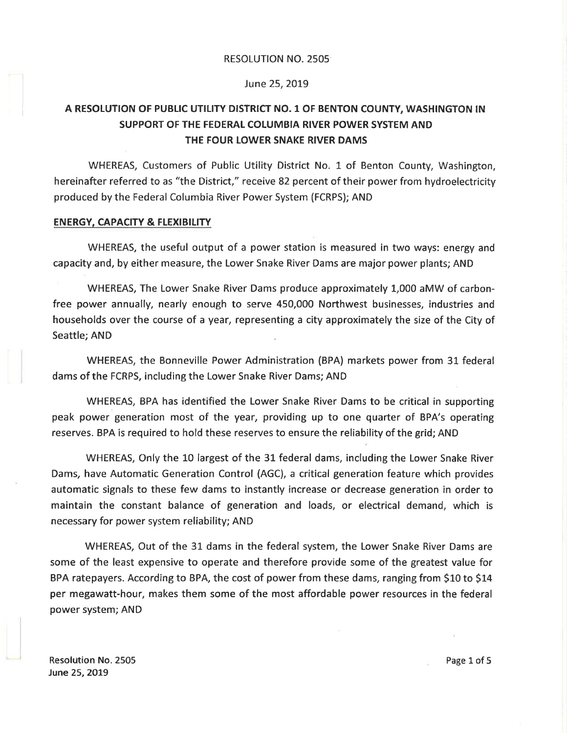RESOLUTION NO. 2505

June 25, 2019

## A RESOLUTION OF PUBLIC UTILITY DISTRICT NO. 1 OF BENTON COUNTY, WASHINGTON IN SUPPORT OF THE FEDERAL COLUMBIA RIVER POWER SYSTEM AND THE FOUR LOWER SNAKE RIVER DAMS

WHEREAS, Customers of Public Utility District No. 1 of Benton County, Washington, hereinafter referred to as "the District," receive 82 percent of their power from hydroelectricity produced by the Federal Columbia River Power System (FCRPS); AND

### ENERGY, CAPACITY & FLEXIBILITY

WHEREAS, the useful output of a power station is measured in two ways: energy and capacity and, by either measure, the Lower Snake River Dams are major power plants; AND

WHEREAS, The Lower Snake River Dams produce approximately 1,000 aMW of carbon-free power annually, nearly enough to serve 450,000 Northwest businesses, industries and households over the course of a year, representing a city approximately the size of the City of Seattle; AND

WHEREAS, the Bonneville Power Administration (BPA) markets power from 31 federal dams of the FCRPS, including the Lower Snake River Dams; AND

WHEREAS, BPA has identified the Lower Snake River Dams to be critical in supporting peak power generation most of the year, providing up to one quarter of BPA's operating reserves. BPA is required to hold these reserves to ensure the reliability of the grid; AND

WHEREAS, Only the 10 largest of the 31 federal dams, including the Lower Snake River Dams, have Automatic Generation Control (AGC), a critical generation feature which provides automatic signals to these few dams to instantly increase or decrease generation in order to maintain the constant balance of generation and loads, or electrical demand, which is necessary for power system reliability; AND

WHEREAS, Out of the 31 dams in the federal system, the Lower Snake River Dams are some of the least expensive to operate and therefore provide some of the greatest value for BPA ratepayers. According to BPA, the cost of power from these dams, ranging from $10 to $14 per megawatt-hour, makes them some of the most affordable power resources in the federal power system; AND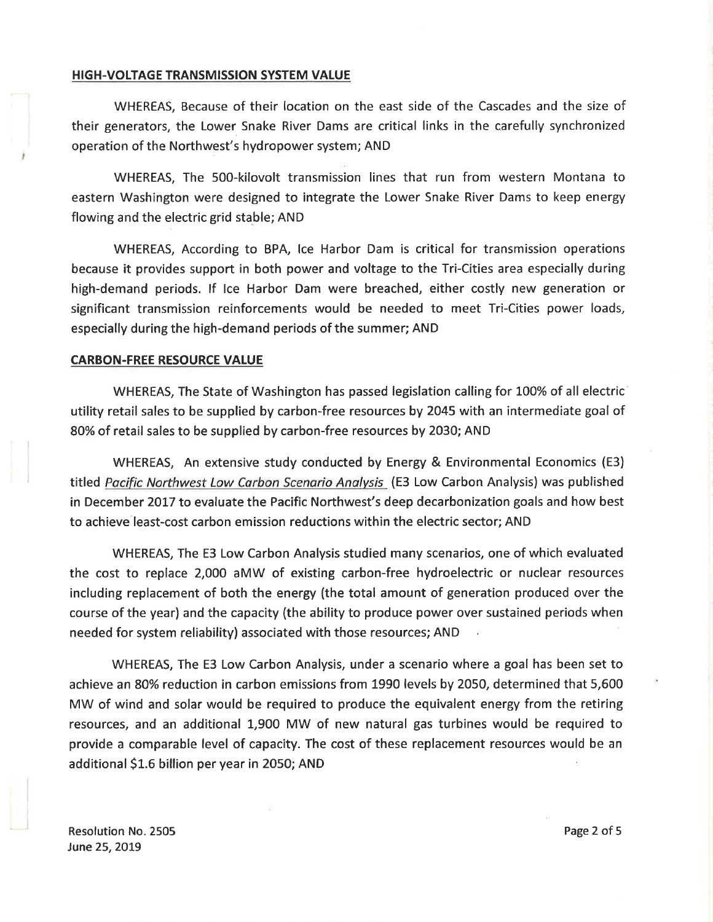**HIGH-VOLTAGE TRANSMISSION SYSTEM VALUE**

WHEREAS, Because of their location on the east side of the Cascades and the size of their generators, the Lower Snake River Dams are critical links in the carefully synchronized operation of the Northwest's hydropower system; AND

WHEREAS, The 500-kilovolt transmission lines that run from western Montana to eastern Washington were designed to integrate the Lower Snake River Dams to keep energy flowing and the electric grid stable; AND

WHEREAS, According to BPA, Ice Harbor Dam is critical for transmission operations because it provides support in both power and voltage to the Tri-Cities area especially during high-demand periods. If Ice Harbor Dam were breached, either costly new generation or significant transmission reinforcements would be needed to meet Tri-Cities power loads, especially during the high-demand periods of the summer; AND

**CARBON-FREE RESOURCE VALUE**

WHEREAS, The State of Washington has passed legislation calling for 100% of all electric utility retail sales to be supplied by carbon-free resources by 2045 with an intermediate goal of 80% of retail sales to be supplied by carbon-free resources by 2030; AND

WHEREAS, An extensive study conducted by Energy & Environmental Economics (E3) titled *Pacific Northwest Low Carbon Scenario Analysis* (E3 Low Carbon Analysis) was published in December 2017 to evaluate the Pacific Northwest's deep decarbonization goals and how best to achieve least-cost carbon emission reductions within the electric sector; AND

WHEREAS, The E3 Low Carbon Analysis studied many scenarios, one of which evaluated the cost to replace 2,000 aMW of existing carbon-free hydroelectric or nuclear resources including replacement of both the energy (the total amount of generation produced over the course of the year) and the capacity (the ability to produce power over sustained periods when needed for system reliability) associated with those resources; AND

WHEREAS, The E3 Low Carbon Analysis, under a scenario where a goal has been set to achieve an 80% reduction in carbon emissions from 1990 levels by 2050, determined that 5,600 MW of wind and solar would be required to produce the equivalent energy from the retiring resources, and an additional 1,900 MW of new natural gas turbines would be required to provide a comparable level of capacity. The cost of these replacement resources would be an additional $1.6 billion per year in 2050; AND

Resolution No. 2505
June 25, 2019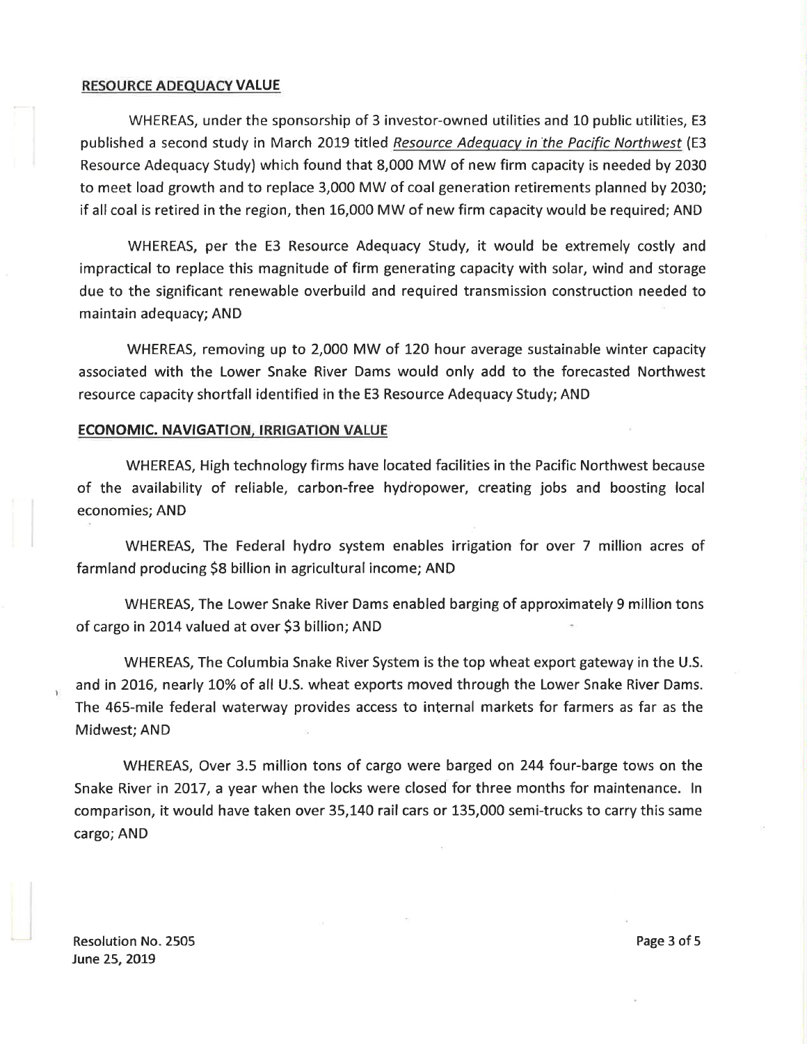**RESOURCE ADEQUACY VALUE**

WHEREAS, under the sponsorship of 3 investor-owned utilities and 10 public utilities, E3 published a second study in March 2019 titled *Resource Adequacy in the Pacific Northwest* (E3 Resource Adequacy Study) which found that 8,000 MW of new firm capacity is needed by 2030 to meet load growth and to replace 3,000 MW of coal generation retirements planned by 2030; if all coal is retired in the region, then 16,000 MW of new firm capacity would be required; AND

WHEREAS, per the E3 Resource Adequacy Study, it would be extremely costly and impractical to replace this magnitude of firm generating capacity with solar, wind and storage due to the significant renewable overbuild and required transmission construction needed to maintain adequacy; AND

WHEREAS, removing up to 2,000 MW of 120 hour average sustainable winter capacity associated with the Lower Snake River Dams would only add to the forecasted Northwest resource capacity shortfall identified in the E3 Resource Adequacy Study; AND

**ECONOMIC. NAVIGATION, IRRIGATION VALUE**

WHEREAS, High technology firms have located facilities in the Pacific Northwest because of the availability of reliable, carbon-free hydropower, creating jobs and boosting local economies; AND

WHEREAS, The Federal hydro system enables irrigation for over 7 million acres of farmland producing $8 billion in agricultural income; AND

WHEREAS, The Lower Snake River Dams enabled barging of approximately 9 million tons of cargo in 2014 valued at over $3 billion; AND

WHEREAS, The Columbia Snake River System is the top wheat export gateway in the U.S. and in 2016, nearly 10% of all U.S. wheat exports moved through the Lower Snake River Dams. The 465-mile federal waterway provides access to internal markets for farmers as far as the Midwest; AND

WHEREAS, Over 3.5 million tons of cargo were barged on 244 four-barge tows on the Snake River in 2017, a year when the locks were closed for three months for maintenance. In comparison, it would have taken over 35,140 rail cars or 135,000 semi-trucks to carry this same cargo; AND

Resolution No. 2505
June 25, 2019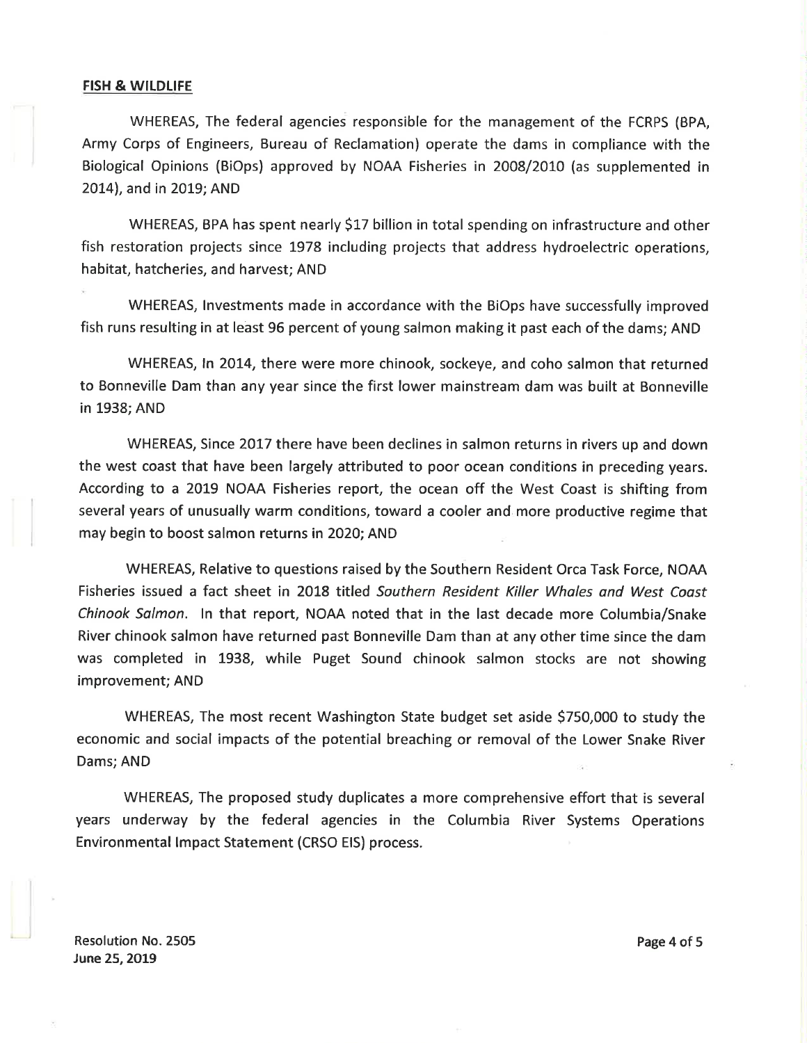**FISH & WILDLIFE**

WHEREAS, The federal agencies responsible for the management of the FCRPS (BPA, Army Corps of Engineers, Bureau of Reclamation) operate the dams in compliance with the Biological Opinions (BiOps) approved by NOAA Fisheries in 2008/2010 (as supplemented in 2014), and in 2019; AND

WHEREAS, BPA has spent nearly $17 billion in total spending on infrastructure and other fish restoration projects since 1978 including projects that address hydroelectric operations, habitat, hatcheries, and harvest; AND

WHEREAS, Investments made in accordance with the BiOps have successfully improved fish runs resulting in at least 96 percent of young salmon making it past each of the dams; AND

WHEREAS, In 2014, there were more chinook, sockeye, and coho salmon that returned to Bonneville Dam than any year since the first lower mainstream dam was built at Bonneville in 1938; AND

WHEREAS, Since 2017 there have been declines in salmon returns in rivers up and down the west coast that have been largely attributed to poor ocean conditions in preceding years. According to a 2019 NOAA Fisheries report, the ocean off the West Coast is shifting from several years of unusually warm conditions, toward a cooler and more productive regime that may begin to boost salmon returns in 2020; AND

WHEREAS, Relative to questions raised by the Southern Resident Orca Task Force, NOAA Fisheries issued a fact sheet in 2018 titled *Southern Resident Killer Whales and West Coast Chinook Salmon*. In that report, NOAA noted that in the last decade more Columbia/Snake River chinook salmon have returned past Bonneville Dam than at any other time since the dam was completed in 1938, while Puget Sound chinook salmon stocks are not showing improvement; AND

WHEREAS, The most recent Washington State budget set aside $750,000 to study the economic and social impacts of the potential breaching or removal of the Lower Snake River Dams; AND

WHEREAS, The proposed study duplicates a more comprehensive effort that is several years underway by the federal agencies in the Columbia River Systems Operations Environmental Impact Statement (CRSO EIS) process.

Resolution No. 2505
June 25, 2019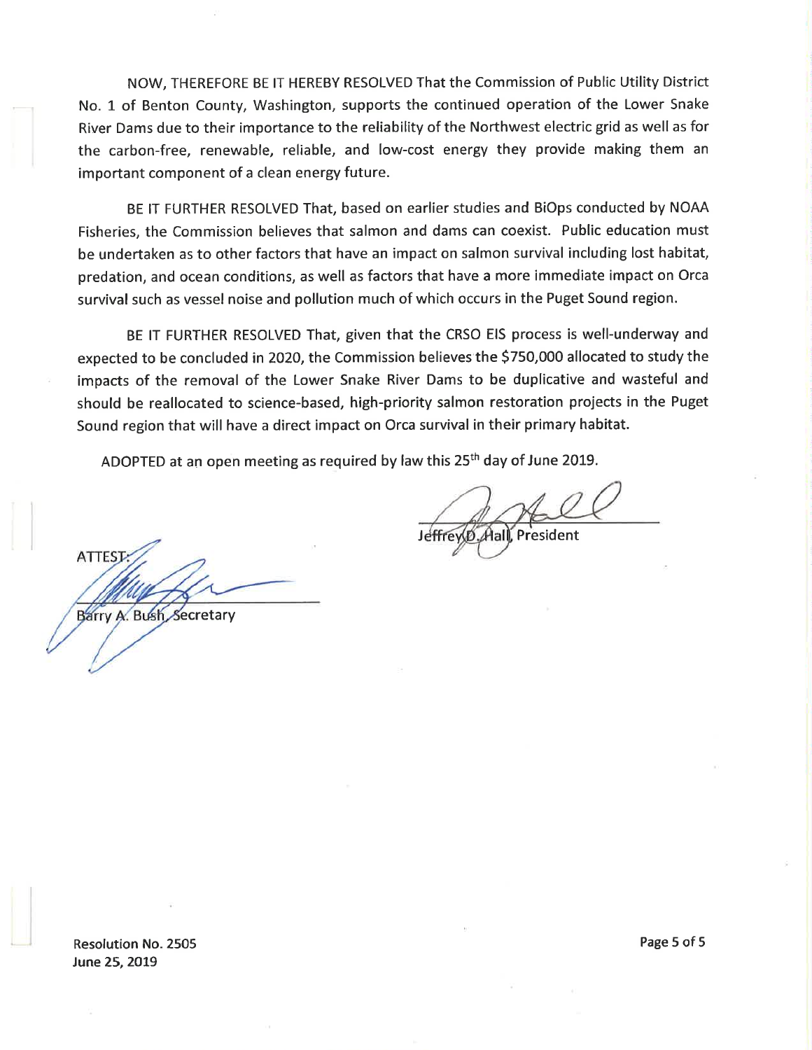NOW, THEREFORE BE IT HEREBY RESOLVED That the Commission of Public Utility District No. 1 of Benton County, Washington, supports the continued operation of the Lower Snake River Dams due to their importance to the reliability of the Northwest electric grid as well as for the carbon-free, renewable, reliable, and low-cost energy they provide making them an important component of a clean energy future.

BE IT FURTHER RESOLVED That, based on earlier studies and BiOps conducted by NOAA Fisheries, the Commission believes that salmon and dams can coexist. Public education must be undertaken as to other factors that have an impact on salmon survival including lost habitat, predation, and ocean conditions, as well as factors that have a more immediate impact on Orca survival such as vessel noise and pollution much of which occurs in the Puget Sound region.

BE IT FURTHER RESOLVED That, given that the CRSO EIS process is well-underway and expected to be concluded in 2020, the Commission believes the $750,000 allocated to study the impacts of the removal of the Lower Snake River Dams to be duplicative and wasteful and should be reallocated to science-based, high-priority salmon restoration projects in the Puget Sound region that will have a direct impact on Orca survival in their primary habitat.

ADOPTED at an open meeting as required by law this 25th day of June 2019.

Jeffrey D. Hall, President

ATTEST:

Barry A. Bush, Secretary

Resolution No. 2505
June 25, 2019